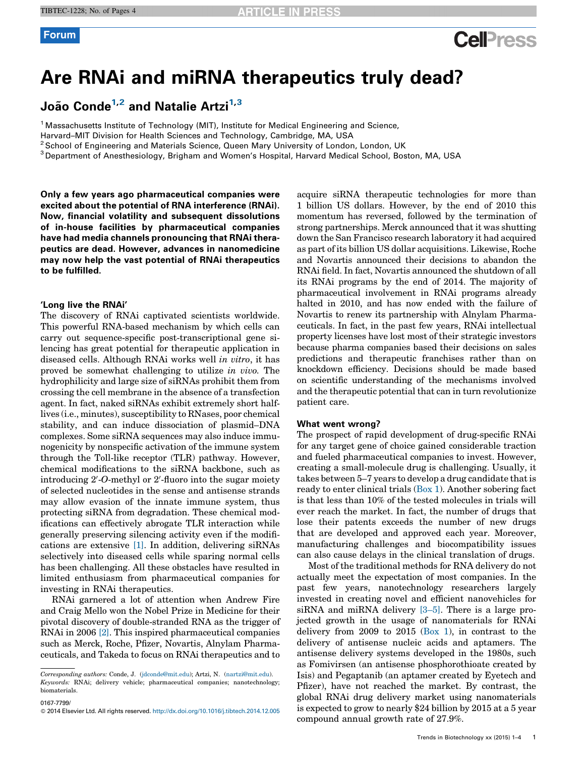Forum

# Are RNAi and miRNA therapeutics truly dead?

João Conde[1,2] and Natalie Artzi[1,3]

[1] Massachusetts Institute of Technology (MIT), Institute for Medical Engineering and Science, Harvard–MIT Division for Health Sciences and Technology, Cambridge, MA, USA
[2] School of Engineering and Materials Science, Queen Mary University of London, London, UK
[3] Department of Anesthesiology, Brigham and Women's Hospital, Harvard Medical School, Boston, MA, USA

**Only a few years ago pharmaceutical companies were excited about the potential of RNA interference (RNAi). Now, financial volatility and subsequent dissolutions of in-house facilities by pharmaceutical companies have had media channels pronouncing that RNAi therapeutics are dead. However, advances in nanomedicine may now help the vast potential of RNAi therapeutics to be fulfilled.**

## 'Long live the RNAi'

The discovery of RNAi captivated scientists worldwide. This powerful RNA-based mechanism by which cells can carry out sequence-specific post-transcriptional gene silencing has great potential for therapeutic application in diseased cells. Although RNAi works well *in vitro*, it has proved to be somewhat challenging to utilize *in vivo*. The hydrophilicity and large size of siRNAs prohibit them from crossing the cell membrane in the absence of a transfection agent. In fact, naked siRNAs exhibit extremely short half-lives (i.e., minutes), susceptibility to RNases, poor chemical stability, and can induce dissociation of plasmid–DNA complexes. Some siRNA sequences may also induce immunogenicity by nonspecific activation of the immune system through the Toll-like receptor (TLR) pathway. However, chemical modifications to the siRNA backbone, such as introducing 2′-*O*-methyl or 2′-fluoro into the sugar moiety of selected nucleotides in the sense and antisense strands may allow evasion of the innate immune system, thus protecting siRNA from degradation. These chemical modifications can effectively abrogate TLR interaction while generally preserving silencing activity even if the modifications are extensive [1]. In addition, delivering siRNAs selectively into diseased cells while sparing normal cells has been challenging. All these obstacles have resulted in limited enthusiasm from pharmaceutical companies for investing in RNAi therapeutics.

RNAi garnered a lot of attention when Andrew Fire and Craig Mello won the Nobel Prize in Medicine for their pivotal discovery of double-stranded RNA as the trigger of RNAi in 2006 [2]. This inspired pharmaceutical companies such as Merck, Roche, Pfizer, Novartis, Alnylam Pharmaceuticals, and Takeda to focus on RNAi therapeutics and to acquire siRNA therapeutic technologies for more than 1 billion US dollars. However, by the end of 2010 this momentum has reversed, followed by the termination of strong partnerships. Merck announced that it was shutting down the San Francisco research laboratory it had acquired as part of its billion US dollar acquisitions. Likewise, Roche and Novartis announced their decisions to abandon the RNAi field. In fact, Novartis announced the shutdown of all its RNAi programs by the end of 2014. The majority of pharmaceutical involvement in RNAi programs already halted in 2010, and has now ended with the failure of Novartis to renew its partnership with Alnylam Pharmaceuticals. In fact, in the past few years, RNAi intellectual property licenses have lost most of their strategic investors because pharma companies based their decisions on sales predictions and therapeutic franchises rather than on knockdown efficiency. Decisions should be made based on scientific understanding of the mechanisms involved and the therapeutic potential that can in turn revolutionize patient care.

## What went wrong?

The prospect of rapid development of drug-specific RNAi for any target gene of choice gained considerable traction and fueled pharmaceutical companies to invest. However, creating a small-molecule drug is challenging. Usually, it takes between 5–7 years to develop a drug candidate that is ready to enter clinical trials (Box 1). Another sobering fact is that less than 10% of the tested molecules in trials will ever reach the market. In fact, the number of drugs that lose their patents exceeds the number of new drugs that are developed and approved each year. Moreover, manufacturing challenges and biocompatibility issues can also cause delays in the clinical translation of drugs.

Most of the traditional methods for RNA delivery do not actually meet the expectation of most companies. In the past few years, nanotechnology researchers largely invested in creating novel and efficient nanovehicles for siRNA and miRNA delivery [3–5]. There is a large projected growth in the usage of nanomaterials for RNAi delivery from 2009 to 2015 (Box 1), in contrast to the delivery of antisense nucleic acids and aptamers. The antisense delivery systems developed in the 1980s, such as Fomivirsen (an antisense phosphorothioate created by Isis) and Pegaptanib (an aptamer created by Eyetech and Pfizer), have not reached the market. By contrast, the global RNAi drug delivery market using nanomaterials is expected to grow to nearly $24 billion by 2015 at a 5 year compound annual growth rate of 27.9%.

*Corresponding authors:* Conde, J. (jdconde@mit.edu); Artzi, N. (nartzi@mit.edu).
*Keywords:* RNAi; delivery vehicle; pharmaceutical companies; nanotechnology; biomaterials.

0167-7799/
© 2014 Elsevier Ltd. All rights reserved. http://dx.doi.org/10.1016/j.tibtech.2014.12.005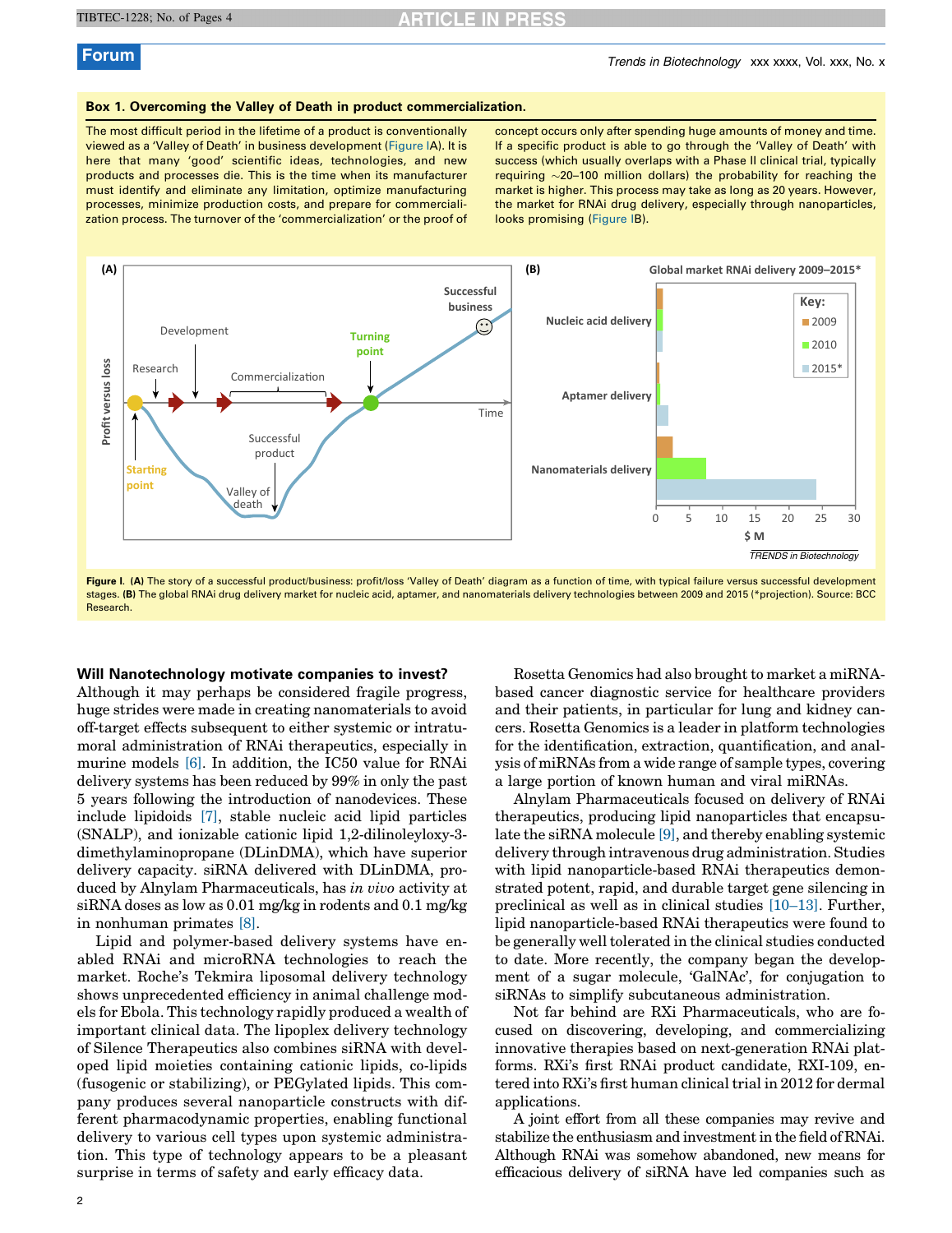## Box 1. Overcoming the Valley of Death in product commercialization.

The most difficult period in the lifetime of a product is conventionally viewed as a 'Valley of Death' in business development (Figure IA). It is here that many 'good' scientific ideas, technologies, and new products and processes die. This is the time when its manufacturer must identify and eliminate any limitation, optimize manufacturing processes, minimize production costs, and prepare for commercialization process. The turnover of the 'commercialization' or the proof of concept occurs only after spending huge amounts of money and time. If a specific product is able to go through the 'Valley of Death' with success (which usually overlaps with a Phase II clinical trial, typically requiring ∼20–100 million dollars) the probability for reaching the market is higher. This process may take as long as 20 years. However, the market for RNAi drug delivery, especially through nanoparticles, looks promising (Figure IB).

**Figure I.** **(A)** The story of a successful product/business: profit/loss 'Valley of Death' diagram as a function of time, with typical failure versus successful development stages. **(B)** The global RNAi drug delivery market for nucleic acid, aptamer, and nanomaterials delivery technologies between 2009 and 2015 (*projection). Source: BCC Research.

### Will Nanotechnology motivate companies to invest?

Although it may perhaps be considered fragile progress, huge strides were made in creating nanomaterials to avoid off-target effects subsequent to either systemic or intratumoral administration of RNAi therapeutics, especially in murine models [6]. In addition, the IC50 value for RNAi delivery systems has been reduced by 99% in only the past 5 years following the introduction of nanodevices. These include lipidoids [7], stable nucleic acid lipid particles (SNALP), and ionizable cationic lipid 1,2-dilinoleyloxy-3-dimethylaminopropane (DLinDMA), which have superior delivery capacity. siRNA delivered with DLinDMA, produced by Alnylam Pharmaceuticals, has *in vivo* activity at siRNA doses as low as 0.01 mg/kg in rodents and 0.1 mg/kg in nonhuman primates [8].

Lipid and polymer-based delivery systems have enabled RNAi and microRNA technologies to reach the market. Roche's Tekmira liposomal delivery technology shows unprecedented efficiency in animal challenge models for Ebola. This technology rapidly produced a wealth of important clinical data. The lipoplex delivery technology of Silence Therapeutics also combines siRNA with developed lipid moieties containing cationic lipids, co-lipids (fusogenic or stabilizing), or PEGylated lipids. This company produces several nanoparticle constructs with different pharmacodynamic properties, enabling functional delivery to various cell types upon systemic administration. This type of technology appears to be a pleasant surprise in terms of safety and early efficacy data.

Rosetta Genomics had also brought to market a miRNA-based cancer diagnostic service for healthcare providers and their patients, in particular for lung and kidney cancers. Rosetta Genomics is a leader in platform technologies for the identification, extraction, quantification, and analysis of miRNAs from a wide range of sample types, covering a large portion of known human and viral miRNAs.

Alnylam Pharmaceuticals focused on delivery of RNAi therapeutics, producing lipid nanoparticles that encapsulate the siRNA molecule [9], and thereby enabling systemic delivery through intravenous drug administration. Studies with lipid nanoparticle-based RNAi therapeutics demonstrated potent, rapid, and durable target gene silencing in preclinical as well as in clinical studies [10–13]. Further, lipid nanoparticle-based RNAi therapeutics were found to be generally well tolerated in the clinical studies conducted to date. More recently, the company began the development of a sugar molecule, 'GalNAc', for conjugation to siRNAs to simplify subcutaneous administration.

Not far behind are RXi Pharmaceuticals, who are focused on discovering, developing, and commercializing innovative therapies based on next-generation RNAi platforms. RXi's first RNAi product candidate, RXI-109, entered into RXi's first human clinical trial in 2012 for dermal applications.

A joint effort from all these companies may revive and stabilize the enthusiasm and investment in the field of RNAi. Although RNAi was somehow abandoned, new means for efficacious delivery of siRNA have led companies such as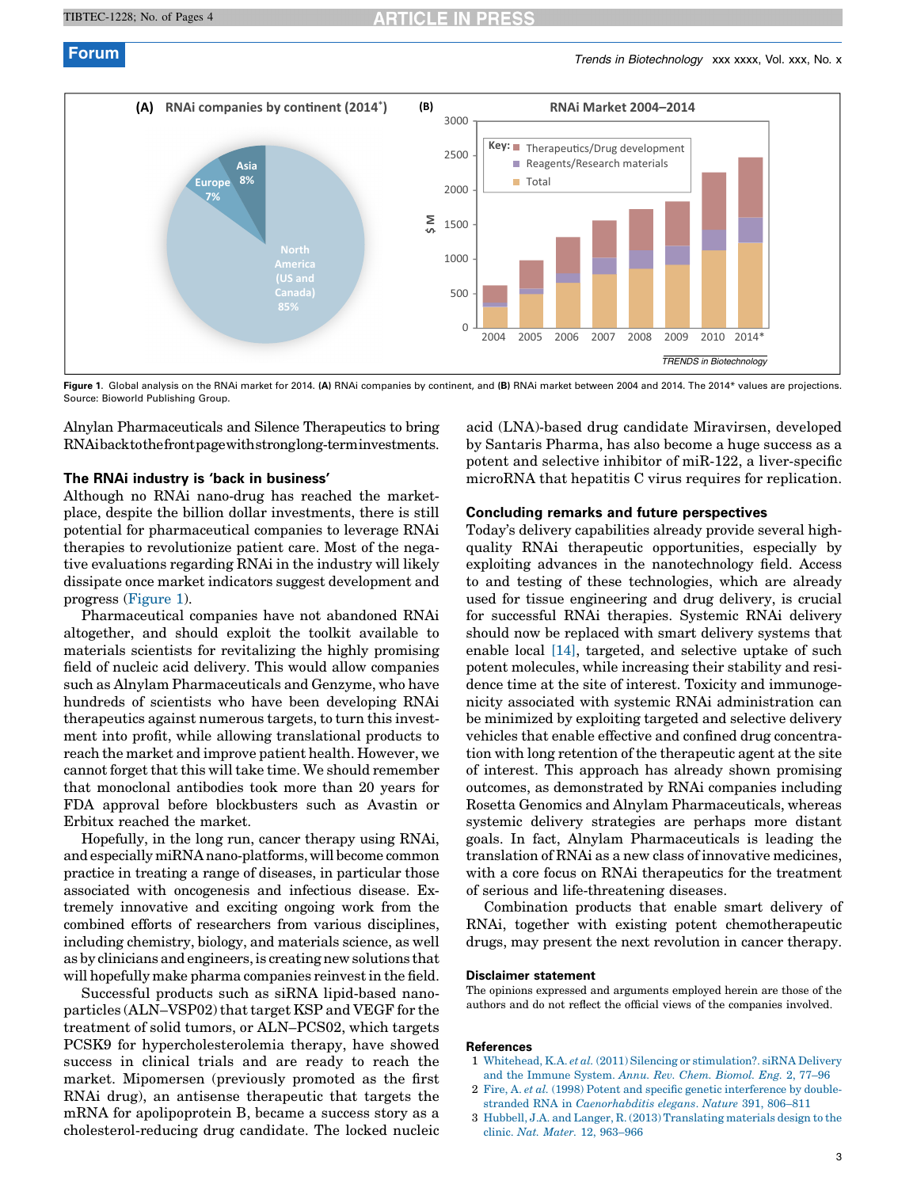(A) RNAi companies by continent (2014*)

Asia 8%

Europe 7%

North America (US and Canada) 85%

(B) RNAi Market 2004–2014

$ M

3000
2500
2000
1500
1000
500
0

Key: Therapeutics/Drug development
Reagents/Research materials
Total

2004 2005 2006 2007 2008 2009 2010 2014*

TRENDS in Biotechnology

**Figure 1.** Global analysis on the RNAi market for 2014. **(A)** RNAi companies by continent, and **(B)** RNAi market between 2004 and 2014. The 2014* values are projections. Source: Bioworld Publishing Group.

Alnylan Pharmaceuticals and Silence Therapeutics to bring RNAi back to the front page with strong long-term investments.

### The RNAi industry is 'back in business'

Although no RNAi nano-drug has reached the marketplace, despite the billion dollar investments, there is still potential for pharmaceutical companies to leverage RNAi therapies to revolutionize patient care. Most of the negative evaluations regarding RNAi in the industry will likely dissipate once market indicators suggest development and progress (Figure 1).

Pharmaceutical companies have not abandoned RNAi altogether, and should exploit the toolkit available to materials scientists for revitalizing the highly promising field of nucleic acid delivery. This would allow companies such as Alnylam Pharmaceuticals and Genzyme, who have hundreds of scientists who have been developing RNAi therapeutics against numerous targets, to turn this investment into profit, while allowing translational products to reach the market and improve patient health. However, we cannot forget that this will take time. We should remember that monoclonal antibodies took more than 20 years for FDA approval before blockbusters such as Avastin or Erbitux reached the market.

Hopefully, in the long run, cancer therapy using RNAi, and especially miRNA nano-platforms, will become common practice in treating a range of diseases, in particular those associated with oncogenesis and infectious disease. Extremely innovative and exciting ongoing work from the combined efforts of researchers from various disciplines, including chemistry, biology, and materials science, as well as by clinicians and engineers, is creating new solutions that will hopefully make pharma companies reinvest in the field.

Successful products such as siRNA lipid-based nanoparticles (ALN–VSP02) that target KSP and VEGF for the treatment of solid tumors, or ALN–PCS02, which targets PCSK9 for hypercholesterolemia therapy, have showed success in clinical trials and are ready to reach the market. Mipomersen (previously promoted as the first RNAi drug), an antisense therapeutic that targets the mRNA for apolipoprotein B, became a success story as a cholesterol-reducing drug candidate. The locked nucleic acid (LNA)-based drug candidate Miravirsen, developed by Santaris Pharma, has also become a huge success as a potent and selective inhibitor of miR-122, a liver-specific microRNA that hepatitis C virus requires for replication.

### Concluding remarks and future perspectives

Today's delivery capabilities already provide several high-quality RNAi therapeutic opportunities, especially by exploiting advances in the nanotechnology field. Access to and testing of these technologies, which are already used for tissue engineering and drug delivery, is crucial for successful RNAi therapies. Systemic RNAi delivery should now be replaced with smart delivery systems that enable local [14], targeted, and selective uptake of such potent molecules, while increasing their stability and residence time at the site of interest. Toxicity and immunogenicity associated with systemic RNAi administration can be minimized by exploiting targeted and selective delivery vehicles that enable effective and confined drug concentration with long retention of the therapeutic agent at the site of interest. This approach has already shown promising outcomes, as demonstrated by RNAi companies including Rosetta Genomics and Alnylam Pharmaceuticals, whereas systemic delivery strategies are perhaps more distant goals. In fact, Alnylam Pharmaceuticals is leading the translation of RNAi as a new class of innovative medicines, with a core focus on RNAi therapeutics for the treatment of serious and life-threatening diseases.

Combination products that enable smart delivery of RNAi, together with existing potent chemotherapeutic drugs, may present the next revolution in cancer therapy.

### Disclaimer statement

The opinions expressed and arguments employed herein are those of the authors and do not reflect the official views of the companies involved.

### References

1. Whitehead, K.A. *et al.* (2011) Silencing or stimulation?. siRNA Delivery and the Immune System. *Annu. Rev. Chem. Biomol. Eng.* 2, 77–96
2. Fire, A. *et al.* (1998) Potent and specific genetic interference by double-stranded RNA in *Caenorhabditis elegans*. *Nature* 391, 806–811
3. Hubbell, J.A. and Langer, R. (2013) Translating materials design to the clinic. *Nat. Mater.* 12, 963–966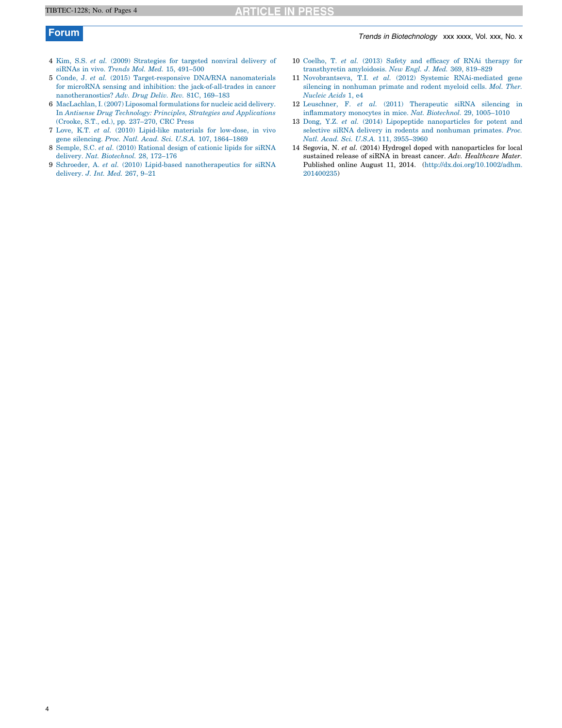4 Kim, S.S. *et al.* (2009) Strategies for targeted nonviral delivery of siRNAs in vivo. *Trends Mol. Med.* 15, 491–500

5 Conde, J. *et al.* (2015) Target-responsive DNA/RNA nanomaterials for microRNA sensing and inhibition: the jack-of-all-trades in cancer nanotheranostics? *Adv. Drug Deliv. Rev.* 81C, 169–183

6 MacLachlan, I. (2007) Liposomal formulations for nucleic acid delivery. In *Antisense Drug Technology: Principles, Strategies and Applications* (Crooke, S.T., ed.), pp. 237–270, CRC Press

7 Love, K.T. *et al.* (2010) Lipid-like materials for low-dose, in vivo gene silencing. *Proc. Natl. Acad. Sci. U.S.A.* 107, 1864–1869

8 Semple, S.C. *et al.* (2010) Rational design of cationic lipids for siRNA delivery. *Nat. Biotechnol.* 28, 172–176

9 Schroeder, A. *et al.* (2010) Lipid-based nanotherapeutics for siRNA delivery. *J. Int. Med.* 267, 9–21

10 Coelho, T. *et al.* (2013) Safety and efficacy of RNAi therapy for transthyretin amyloidosis. *New Engl. J. Med.* 369, 819–829

11 Novobrantseva, T.I. *et al.* (2012) Systemic RNAi-mediated gene silencing in nonhuman primate and rodent myeloid cells. *Mol. Ther. Nucleic Acids* 1, e4

12 Leuschner, F. *et al.* (2011) Therapeutic siRNA silencing in inflammatory monocytes in mice. *Nat. Biotechnol.* 29, 1005–1010

13 Dong, Y.Z. *et al.* (2014) Lipopeptide nanoparticles for potent and selective siRNA delivery in rodents and nonhuman primates. *Proc. Natl. Acad. Sci. U.S.A.* 111, 3955–3960

14 Segovia, N. *et al.* (2014) Hydrogel doped with nanoparticles for local sustained release of siRNA in breast cancer. *Adv. Healthcare Mater.* Published online August 11, 2014. (http://dx.doi.org/10.1002/adhm.201400235)